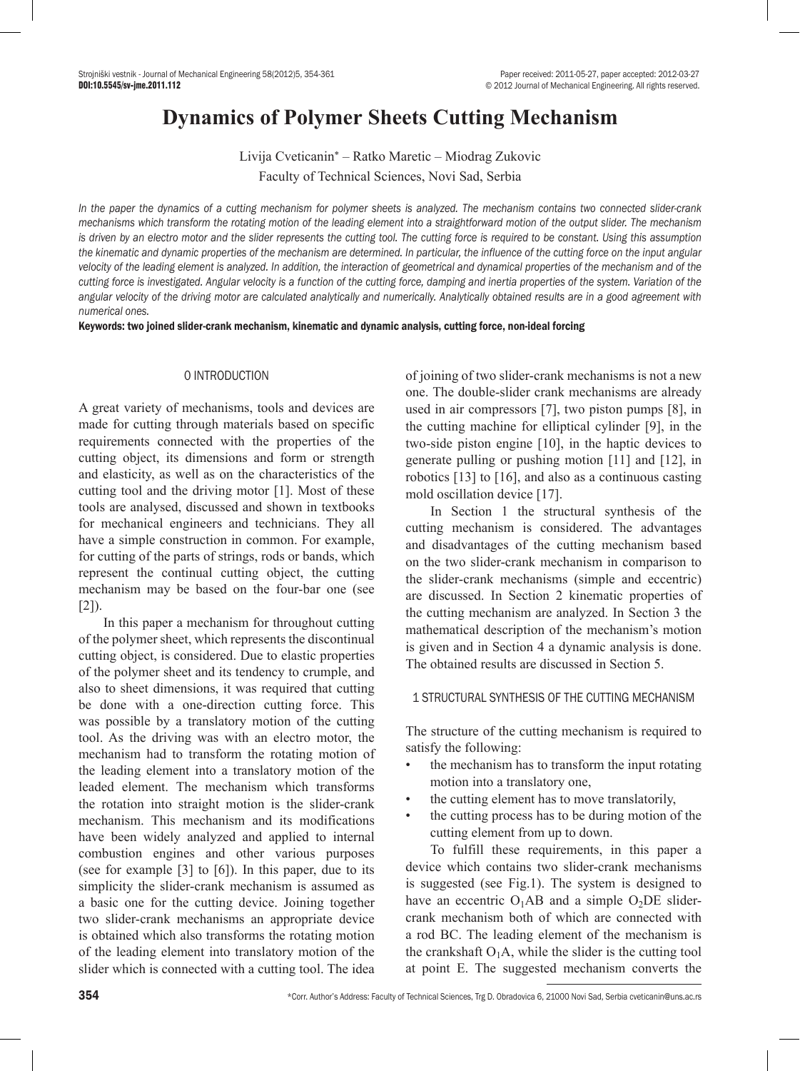# Dynamics of Polymer Sheets Cutting Mechanism

Livija Cveticanin* – Ratko Maretic – Miodrag Zukovic
Faculty of Technical Sciences, Novi Sad, Serbia

*In the paper the dynamics of a cutting mechanism for polymer sheets is analyzed. The mechanism contains two connected slider-crank mechanisms which transform the rotating motion of the leading element into a straightforward motion of the output slider. The mechanism is driven by an electro motor and the slider represents the cutting tool. The cutting force is required to be constant. Using this assumption the kinematic and dynamic properties of the mechanism are determined. In particular, the influence of the cutting force on the input angular velocity of the leading element is analyzed. In addition, the interaction of geometrical and dynamical properties of the mechanism and of the cutting force is investigated. Angular velocity is a function of the cutting force, damping and inertia properties of the system. Variation of the angular velocity of the driving motor are calculated analytically and numerically. Analytically obtained results are in a good agreement with numerical ones.*

**Keywords: two joined slider-crank mechanism, kinematic and dynamic analysis, cutting force, non-ideal forcing**

## 0 INTRODUCTION

A great variety of mechanisms, tools and devices are made for cutting through materials based on specific requirements connected with the properties of the cutting object, its dimensions and form or strength and elasticity, as well as on the characteristics of the cutting tool and the driving motor [1]. Most of these tools are analysed, discussed and shown in textbooks for mechanical engineers and technicians. They all have a simple construction in common. For example, for cutting of the parts of strings, rods or bands, which represent the continual cutting object, the cutting mechanism may be based on the four-bar one (see [2]).

In this paper a mechanism for throughout cutting of the polymer sheet, which represents the discontinual cutting object, is considered. Due to elastic properties of the polymer sheet and its tendency to crumple, and also to sheet dimensions, it was required that cutting be done with a one-direction cutting force. This was possible by a translatory motion of the cutting tool. As the driving was with an electro motor, the mechanism had to transform the rotating motion of the leading element into a translatory motion of the leaded element. The mechanism which transforms the rotation into straight motion is the slider-crank mechanism. This mechanism and its modifications have been widely analyzed and applied to internal combustion engines and other various purposes (see for example [3] to [6]). In this paper, due to its simplicity the slider-crank mechanism is assumed as a basic one for the cutting device. Joining together two slider-crank mechanisms an appropriate device is obtained which also transforms the rotating motion of the leading element into translatory motion of the slider which is connected with a cutting tool. The idea of joining of two slider-crank mechanisms is not a new one. The double-slider crank mechanisms are already used in air compressors [7], two piston pumps [8], in the cutting machine for elliptical cylinder [9], in the two-side piston engine [10], in the haptic devices to generate pulling or pushing motion [11] and [12], in robotics [13] to [16], and also as a continuous casting mold oscillation device [17].

In Section 1 the structural synthesis of the cutting mechanism is considered. The advantages and disadvantages of the cutting mechanism based on the two slider-crank mechanism in comparison to the slider-crank mechanisms (simple and eccentric) are discussed. In Section 2 kinematic properties of the cutting mechanism are analyzed. In Section 3 the mathematical description of the mechanism's motion is given and in Section 4 a dynamic analysis is done. The obtained results are discussed in Section 5.

## 1 STRUCTURAL SYNTHESIS OF THE CUTTING MECHANISM

The structure of the cutting mechanism is required to satisfy the following:

- the mechanism has to transform the input rotating motion into a translatory one,
- the cutting element has to move translatorily,
- the cutting process has to be during motion of the cutting element from up to down.

To fulfill these requirements, in this paper a device which contains two slider-crank mechanisms is suggested (see Fig.1). The system is designed to have an eccentric $O_1AB$ and a simple $O_2DE$ slider-crank mechanism both of which are connected with a rod BC. The leading element of the mechanism is the crankshaft $O_1A$, while the slider is the cutting tool at point E. The suggested mechanism converts the

*Corr. Author's Address: Faculty of Technical Sciences, Trg D. Obradovica 6, 21000 Novi Sad, Serbia cveticanin@uns.ac.rs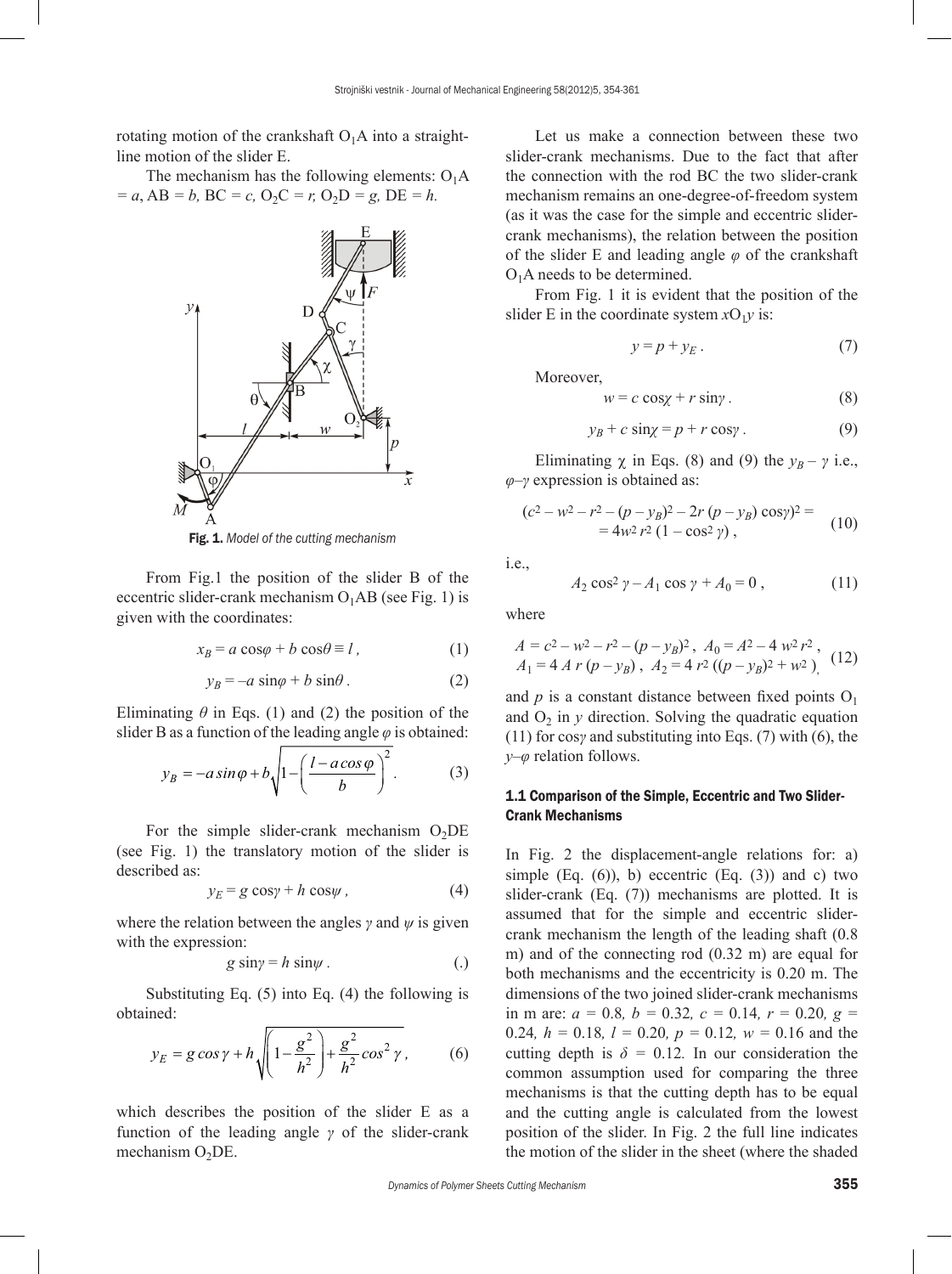rotating motion of the crankshaft $O_1A$ into a straight-line motion of the slider E.

The mechanism has the following elements: $O_1A = a$, $AB = b$, $BC = c$, $O_2C = r$, $O_2D = g$, $DE = h$.

**Fig. 1.** *Model of the cutting mechanism*

From Fig.1 the position of the slider B of the eccentric slider-crank mechanism $O_1AB$ (see Fig. 1) is given with the coordinates:

$$x_B = a\cos\varphi + b\cos\theta \equiv l\,, \tag{1}$$

$$y_B = -a\sin\varphi + b\sin\theta\,. \tag{2}$$

Eliminating $\theta$ in Eqs. (1) and (2) the position of the slider B as a function of the leading angle $\varphi$ is obtained:

$$y_B = -a\sin\varphi + b\sqrt{1-\left(\frac{l-a\cos\varphi}{b}\right)^2}\,. \tag{3}$$

For the simple slider-crank mechanism $O_2DE$ (see Fig. 1) the translatory motion of the slider is described as:

$$y_E = g\cos\gamma + h\cos\psi\,, \tag{4}$$

where the relation between the angles $\gamma$ and $\psi$ is given with the expression:

$$g\sin\gamma = h\sin\psi\,. \tag{.}$$

Substituting Eq. (5) into Eq. (4) the following is obtained:

$$y_E = g\cos\gamma + h\sqrt{\left(1-\frac{g^2}{h^2}\right)+\frac{g^2}{h^2}\cos^2\gamma}\,, \tag{6}$$

which describes the position of the slider E as a function of the leading angle $\gamma$ of the slider-crank mechanism $O_2DE$.

Let us make a connection between these two slider-crank mechanisms. Due to the fact that after the connection with the rod BC the two slider-crank mechanism remains an one-degree-of-freedom system (as it was the case for the simple and eccentric slider-crank mechanisms), the relation between the position of the slider E and leading angle $\varphi$ of the crankshaft $O_1A$ needs to be determined.

From Fig. 1 it is evident that the position of the slider E in the coordinate system $xO_1y$ is:

$$y = p + y_E\,. \tag{7}$$

Moreover,

$$w = c\cos\chi + r\sin\gamma\,. \tag{8}$$

$$y_B + c\sin\chi = p + r\cos\gamma\,. \tag{9}$$

Eliminating $\chi$ in Eqs. (8) and (9) the $y_B - \gamma$ i.e., $\varphi$–$\gamma$ expression is obtained as:

$$\left(c^2 - w^2 - r^2 - (p-y_B)^2 - 2r(p-y_B)\cos\gamma\right)^2 = 4w^2r^2\left(1-\cos^2\gamma\right)\,, \tag{10}$$

i.e.,

$$A_2\cos^2\gamma - A_1\cos\gamma + A_0 = 0\,, \tag{11}$$

where

$$A = c^2 - w^2 - r^2 - (p-y_B)^2\,,\; A_0 = A^2 - 4w^2r^2\,,\; A_1 = 4Ar(p-y_B)\,,\; A_2 = 4r^2\left((p-y_B)^2 + w^2\right)\,, \tag{12}$$

and $p$ is a constant distance between fixed points $O_1$ and $O_2$ in $y$ direction. Solving the quadratic equation (11) for $\cos\gamma$ and substituting into Eqs. (7) with (6), the $y$–$\varphi$ relation follows.

### 1.1 Comparison of the Simple, Eccentric and Two Slider-Crank Mechanisms

In Fig. 2 the displacement-angle relations for: a) simple (Eq. (6)), b) eccentric (Eq. (3)) and c) two slider-crank (Eq. (7)) mechanisms are plotted. It is assumed that for the simple and eccentric slider-crank mechanism the length of the leading shaft (0.8 m) and of the connecting rod (0.32 m) are equal for both mechanisms and the eccentricity is 0.20 m. The dimensions of the two joined slider-crank mechanisms in m are: $a = 0.8$, $b = 0.32$, $c = 0.14$, $r = 0.20$, $g = 0.24$, $h = 0.18$, $l = 0.20$, $p = 0.12$, $w = 0.16$ and the cutting depth is $\delta = 0.12$. In our consideration the common assumption used for comparing the three mechanisms is that the cutting depth has to be equal and the cutting angle is calculated from the lowest position of the slider. In Fig. 2 the full line indicates the motion of the slider in the sheet (where the shaded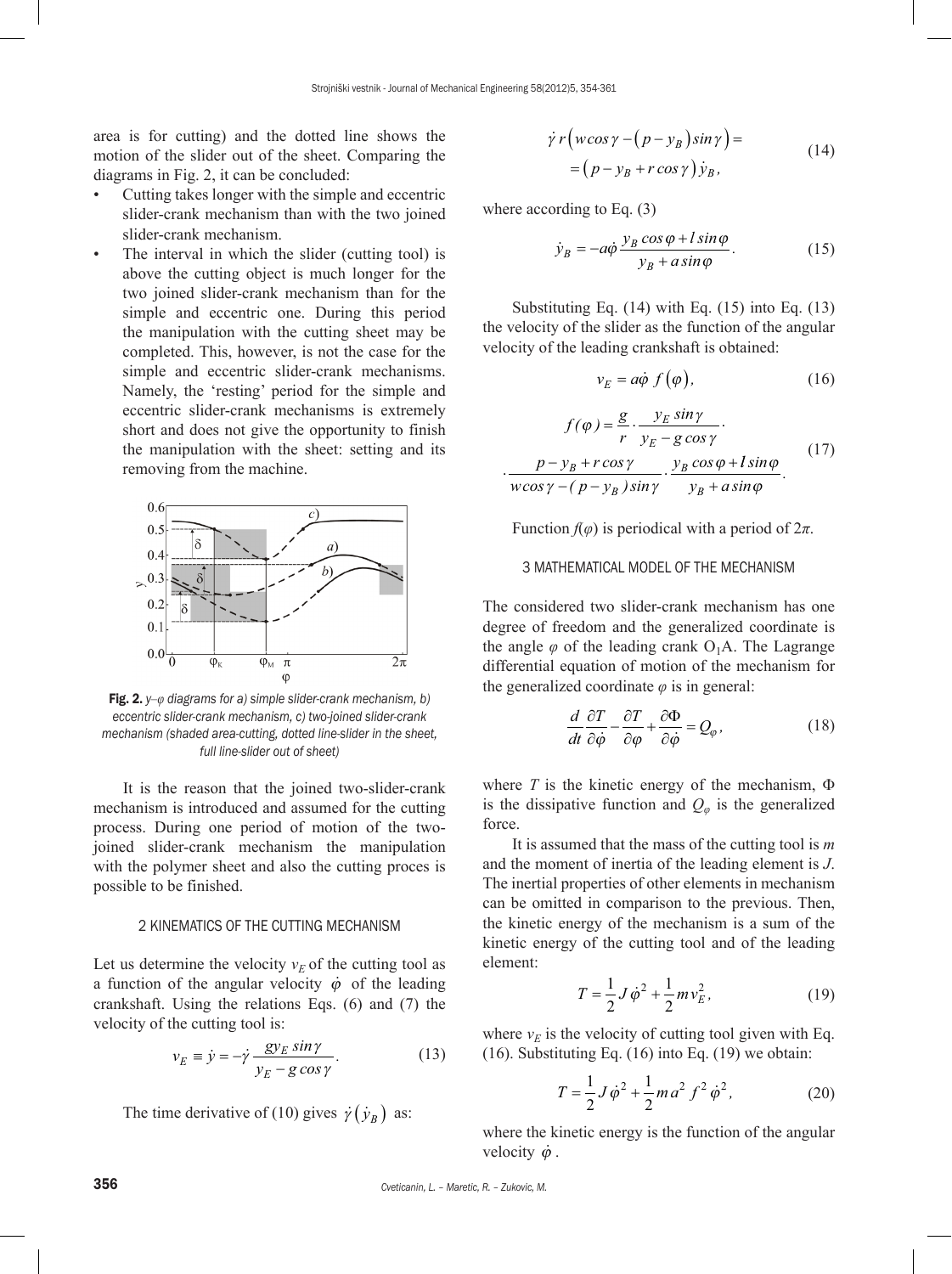area is for cutting) and the dotted line shows the motion of the slider out of the sheet. Comparing the diagrams in Fig. 2, it can be concluded:

- Cutting takes longer with the simple and eccentric slider-crank mechanism than with the two joined slider-crank mechanism.
- The interval in which the slider (cutting tool) is above the cutting object is much longer for the two joined slider-crank mechanism than for the simple and eccentric one. During this period the manipulation with the cutting sheet may be completed. This, however, is not the case for the simple and eccentric slider-crank mechanisms. Namely, the 'resting' period for the simple and eccentric slider-crank mechanisms is extremely short and does not give the opportunity to finish the manipulation with the sheet: setting and its removing from the machine.

**Fig. 2.** *y–φ diagrams for a) simple slider-crank mechanism, b) eccentric slider-crank mechanism, c) two-joined slider-crank mechanism (shaded area-cutting, dotted line-slider in the sheet, full line-slider out of sheet)*

It is the reason that the joined two-slider-crank mechanism is introduced and assumed for the cutting process. During one period of motion of the two-joined slider-crank mechanism the manipulation with the polymer sheet and also the cutting proces is possible to be finished.

## 2 KINEMATICS OF THE CUTTING MECHANISM

Let us determine the velocity $v_E$ of the cutting tool as a function of the angular velocity $\dot{\varphi}$ of the leading crankshaft. Using the relations Eqs. (6) and (7) the velocity of the cutting tool is:

$$v_E \equiv \dot{y} = -\dot{\gamma}\,\frac{g y_E \sin\gamma}{y_E - g\cos\gamma}. \tag{13}$$

The time derivative of (10) gives $\dot{\gamma}\left(\dot{y}_B\right)$ as:

$$\dot{\gamma}\, r\left(w\cos\gamma - \left(p - y_B\right)\sin\gamma\right) = \left(p - y_B + r\cos\gamma\right)\dot{y}_B, \tag{14}$$

where according to Eq. (3)

$$\dot{y}_B = -a\dot{\varphi}\,\frac{y_B\cos\varphi + l\sin\varphi}{y_B + a\sin\varphi}. \tag{15}$$

Substituting Eq. (14) with Eq. (15) into Eq. (13) the velocity of the slider as the function of the angular velocity of the leading crankshaft is obtained:

$$v_E = a\dot{\varphi}\, f\left(\varphi\right), \tag{16}$$

$$f(\varphi) = \frac{g}{r}\cdot\frac{y_E\sin\gamma}{y_E - g\cos\gamma}\cdot \frac{p - y_B + r\cos\gamma}{w\cos\gamma - (p - y_B)\sin\gamma}\cdot\frac{y_B\cos\varphi + l\sin\varphi}{y_B + a\sin\varphi}. \tag{17}$$

Function $f(\varphi)$ is periodical with a period of $2\pi$.

## 3 MATHEMATICAL MODEL OF THE MECHANISM

The considered two slider-crank mechanism has one degree of freedom and the generalized coordinate is the angle $\varphi$ of the leading crank $O_1A$. The Lagrange differential equation of motion of the mechanism for the generalized coordinate $\varphi$ is in general:

$$\frac{d}{dt}\frac{\partial T}{\partial\dot{\varphi}} - \frac{\partial T}{\partial\varphi} + \frac{\partial\Phi}{\partial\dot{\varphi}} = Q_\varphi, \tag{18}$$

where $T$ is the kinetic energy of the mechanism, $\Phi$ is the dissipative function and $Q_\varphi$ is the generalized force.

It is assumed that the mass of the cutting tool is $m$ and the moment of inertia of the leading element is $J$. The inertial properties of other elements in mechanism can be omitted in comparison to the previous. Then, the kinetic energy of the mechanism is a sum of the kinetic energy of the cutting tool and of the leading element:

$$T = \frac{1}{2}J\dot{\varphi}^2 + \frac{1}{2}m v_E^2, \tag{19}$$

where $v_E$ is the velocity of cutting tool given with Eq. (16). Substituting Eq. (16) into Eq. (19) we obtain:

$$T = \frac{1}{2}J\dot{\varphi}^2 + \frac{1}{2}m a^2 f^2\dot{\varphi}^2, \tag{20}$$

where the kinetic energy is the function of the angular velocity $\dot{\varphi}$.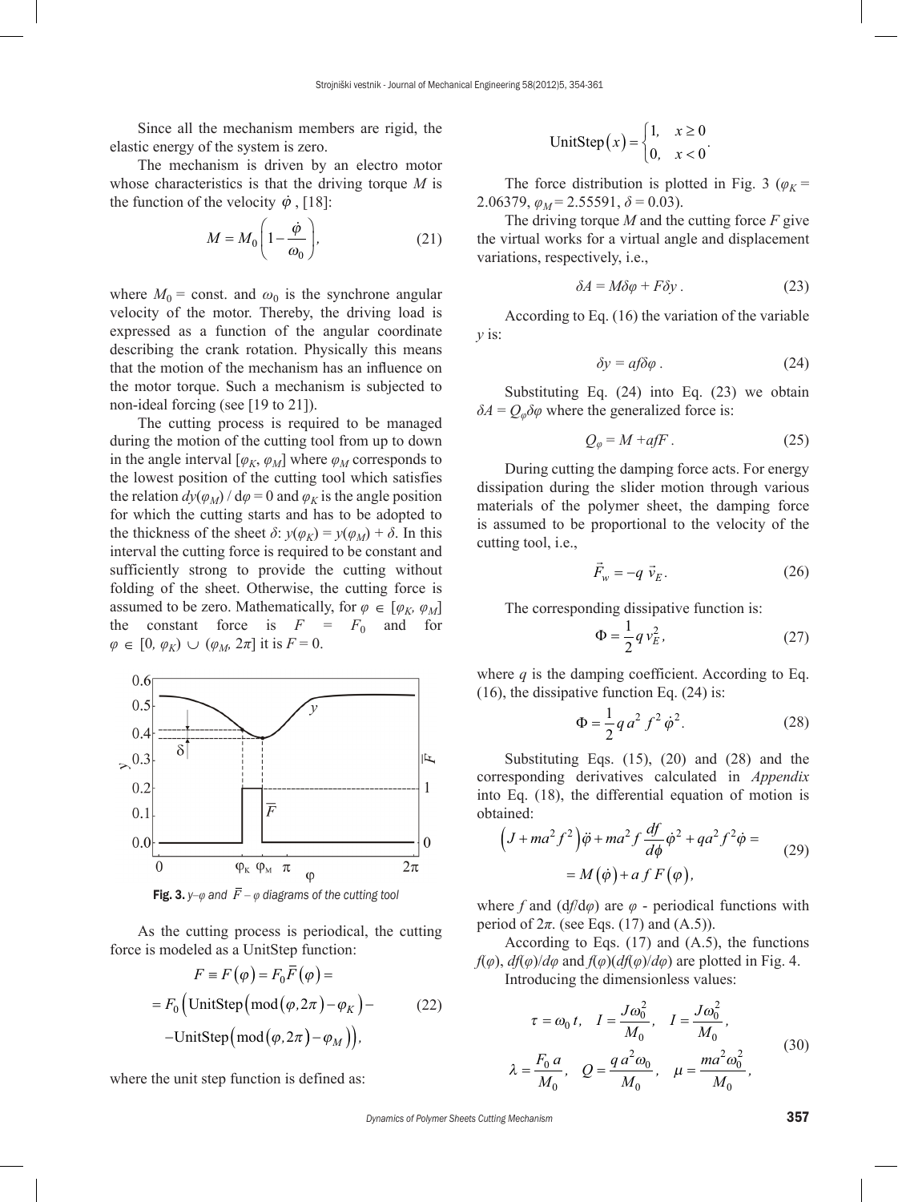Since all the mechanism members are rigid, the elastic energy of the system is zero.

The mechanism is driven by an electro motor whose characteristics is that the driving torque $M$ is the function of the velocity $\dot{\varphi}$, [18]:

$$M = M_0 \left(1 - \frac{\dot{\varphi}}{\omega_0}\right), \tag{21}$$

where $M_0$ = const. and $\omega_0$ is the synchrone angular velocity of the motor. Thereby, the driving load is expressed as a function of the angular coordinate describing the crank rotation. Physically this means that the motion of the mechanism has an influence on the motor torque. Such a mechanism is subjected to non-ideal forcing (see [19 to 21]).

The cutting process is required to be managed during the motion of the cutting tool from up to down in the angle interval $[\varphi_K, \varphi_M]$ where $\varphi_M$ corresponds to the lowest position of the cutting tool which satisfies the relation $dy(\varphi_M) / d\varphi = 0$ and $\varphi_K$ is the angle position for which the cutting starts and has to be adopted to the thickness of the sheet $\delta$: $y(\varphi_K) = y(\varphi_M) + \delta$. In this interval the cutting force is required to be constant and sufficiently strong to provide the cutting without folding of the sheet. Otherwise, the cutting force is assumed to be zero. Mathematically, for $\varphi \in [\varphi_K, \varphi_M]$ the constant force is $F = F_0$ and for $\varphi \in [0, \varphi_K) \cup (\varphi_M, 2\pi]$ it is $F = 0$.

**Fig. 3.** *$y$–$\varphi$ and $\bar{F}$ – $\varphi$ diagrams of the cutting tool*

As the cutting process is periodical, the cutting force is modeled as a UnitStep function:

$$\begin{aligned} F &\equiv F(\varphi) = F_0 \bar{F}(\varphi) = \\ &= F_0 \Big(\text{UnitStep}\big(\text{mod}(\varphi, 2\pi) - \varphi_K\big) - \\ &\quad - \text{UnitStep}\big(\text{mod}(\varphi, 2\pi) - \varphi_M\big)\Big), \end{aligned} \tag{22}$$

where the unit step function is defined as:

$$\text{UnitStep}(x) = \begin{cases} 1, & x \geq 0 \\ 0, & x < 0 \end{cases}.$$

The force distribution is plotted in Fig. 3 ($\varphi_K$ = 2.06379, $\varphi_M$ = 2.55591, $\delta$ = 0.03).

The driving torque $M$ and the cutting force $F$ give the virtual works for a virtual angle and displacement variations, respectively, i.e.,

$$\delta A = M\delta\varphi + F\delta y \,. \tag{23}$$

According to Eq. (16) the variation of the variable $y$ is:

$$\delta y = af\delta\varphi \,. \tag{24}$$

Substituting Eq. (24) into Eq. (23) we obtain $\delta A = Q_\varphi \delta\varphi$ where the generalized force is:

$$Q_\varphi = M + afF \,. \tag{25}$$

During cutting the damping force acts. For energy dissipation during the slider motion through various materials of the polymer sheet, the damping force is assumed to be proportional to the velocity of the cutting tool, i.e.,

$$\vec{F}_w = -q\,\vec{v}_E \,. \tag{26}$$

The corresponding dissipative function is:

$$\Phi = \frac{1}{2} q\, v_E^2 \,, \tag{27}$$

where $q$ is the damping coefficient. According to Eq. (16), the dissipative function Eq. (24) is:

$$\Phi = \frac{1}{2} q\, a^2\, f^2\, \dot{\varphi}^2 \,. \tag{28}$$

Substituting Eqs. (15), (20) and (28) and the corresponding derivatives calculated in *Appendix* into Eq. (18), the differential equation of motion is obtained:

$$\begin{aligned} \left(J + ma^2 f^2\right)\ddot{\varphi} + ma^2 f \frac{df}{d\phi}\dot{\varphi}^2 + qa^2 f^2 \dot{\varphi} = \\ = M(\dot{\varphi}) + a\, f\, F(\varphi), \end{aligned} \tag{29}$$

where $f$ and $(df/d\varphi)$ are $\varphi$ - periodical functions with period of $2\pi$. (see Eqs. (17) and (A.5)).

According to Eqs. (17) and (A.5), the functions $f(\varphi)$, $df(\varphi)/d\varphi$ and $f(\varphi)(df(\varphi)/d\varphi)$ are plotted in Fig. 4.

Introducing the dimensionless values:

$$\begin{aligned} &\tau = \omega_0 t, \quad I = \frac{J\omega_0^2}{M_0}, \quad I = \frac{J\omega_0^2}{M_0}, \\ &\lambda = \frac{F_0\, a}{M_0}, \quad Q = \frac{q\, a^2 \omega_0}{M_0}, \quad \mu = \frac{ma^2 \omega_0^2}{M_0}, \end{aligned} \tag{30}$$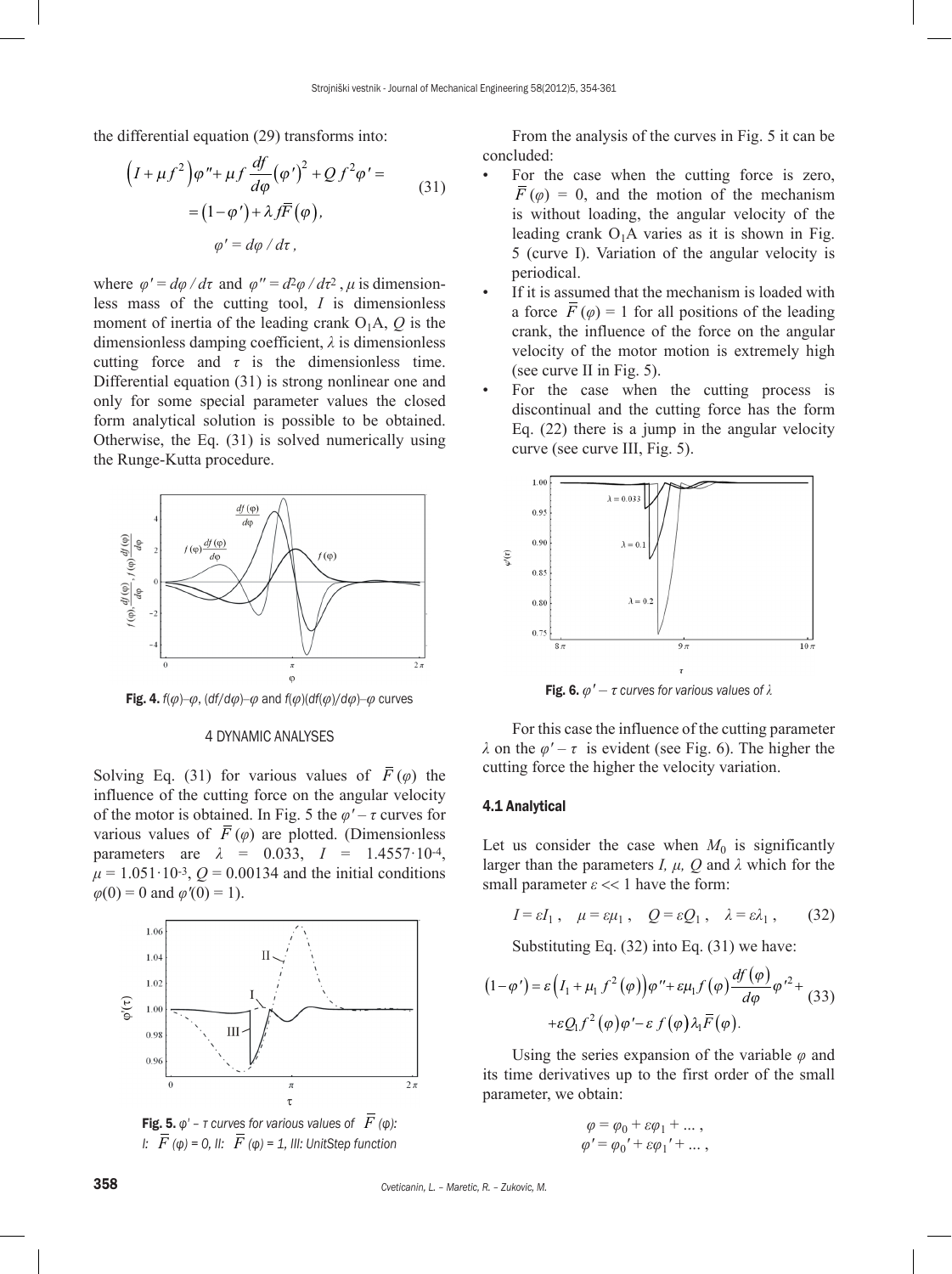the differential equation (29) transforms into:

$$\left(I+\mu f^2\right)\varphi''+\mu f\frac{df}{d\varphi}\left(\varphi'\right)^2+Qf^2\varphi'= \\ =\left(1-\varphi'\right)+\lambda f\overline{F}\left(\varphi\right), \tag{31}$$

$$\varphi'=d\varphi/d\tau,$$

where $\varphi'=d\varphi/d\tau$ and $\varphi''=d^2\varphi/d\tau^2$, $\mu$ is dimensionless mass of the cutting tool, $I$ is dimensionless moment of inertia of the leading crank $O_1A$, $Q$ is the dimensionless damping coefficient, $\lambda$ is dimensionless cutting force and $\tau$ is the dimensionless time. Differential equation (31) is strong nonlinear one and only for some special parameter values the closed form analytical solution is possible to be obtained. Otherwise, the Eq. (31) is solved numerically using the Runge-Kutta procedure.

**Fig. 4.** $f(\varphi)$–$\varphi$, $(df/d\varphi)$–$\varphi$ and $f(\varphi)(df(\varphi)/d\varphi)$–$\varphi$ curves

## 4 DYNAMIC ANALYSES

Solving Eq. (31) for various values of $\overline{F}(\varphi)$ the influence of the cutting force on the angular velocity of the motor is obtained. In Fig. 5 the $\varphi'-\tau$ curves for various values of $\overline{F}(\varphi)$ are plotted. (Dimensionless parameters are $\lambda$ = 0.033, $I$ = 1.4557·10^-4, $\mu$ = 1.051·10^-3, $Q$ = 0.00134 and the initial conditions $\varphi(0)=0$ and $\varphi'(0)=1$).

**Fig. 5.** *$\varphi'-\tau$ curves for various values of $\overline{F}(\varphi)$: I: $\overline{F}(\varphi)=0$, II: $\overline{F}(\varphi)=1$, III: UnitStep function*

From the analysis of the curves in Fig. 5 it can be concluded:

- For the case when the cutting force is zero, $\overline{F}(\varphi)=0$, and the motion of the mechanism is without loading, the angular velocity of the leading crank $O_1A$ varies as it is shown in Fig. 5 (curve I). Variation of the angular velocity is periodical.
- If it is assumed that the mechanism is loaded with a force $\overline{F}(\varphi)=1$ for all positions of the leading crank, the influence of the force on the angular velocity of the motor motion is extremely high (see curve II in Fig. 5).
- For the case when the cutting process is discontinual and the cutting force has the form Eq. (22) there is a jump in the angular velocity curve (see curve III, Fig. 5).

**Fig. 6.** *$\varphi'-\tau$ curves for various values of $\lambda$*

For this case the influence of the cutting parameter $\lambda$ on the $\varphi'-\tau$ is evident (see Fig. 6). The higher the cutting force the higher the velocity variation.

### 4.1 Analytical

Let us consider the case when $M_0$ is significantly larger than the parameters $I$, $\mu$, $Q$ and $\lambda$ which for the small parameter $\varepsilon \ll 1$ have the form:

$$I=\varepsilon I_1,\quad \mu=\varepsilon\mu_1,\quad Q=\varepsilon Q_1,\quad \lambda=\varepsilon\lambda_1, \tag{32}$$

Substituting Eq. (32) into Eq. (31) we have:

$$\left(1-\varphi'\right)=\varepsilon\left(I_1+\mu_1 f^2\left(\varphi\right)\right)\varphi''+\varepsilon\mu_1 f\left(\varphi\right)\frac{df\left(\varphi\right)}{d\varphi}\varphi'^2+ \\ +\varepsilon Q_1 f^2\left(\varphi\right)\varphi'-\varepsilon f\left(\varphi\right)\lambda_1\overline{F}\left(\varphi\right). \tag{33}$$

Using the series expansion of the variable $\varphi$ and its time derivatives up to the first order of the small parameter, we obtain:

$$\varphi=\varphi_0+\varepsilon\varphi_1+\ldots,$$
$$\varphi'=\varphi_0'+\varepsilon\varphi_1'+\ldots,$$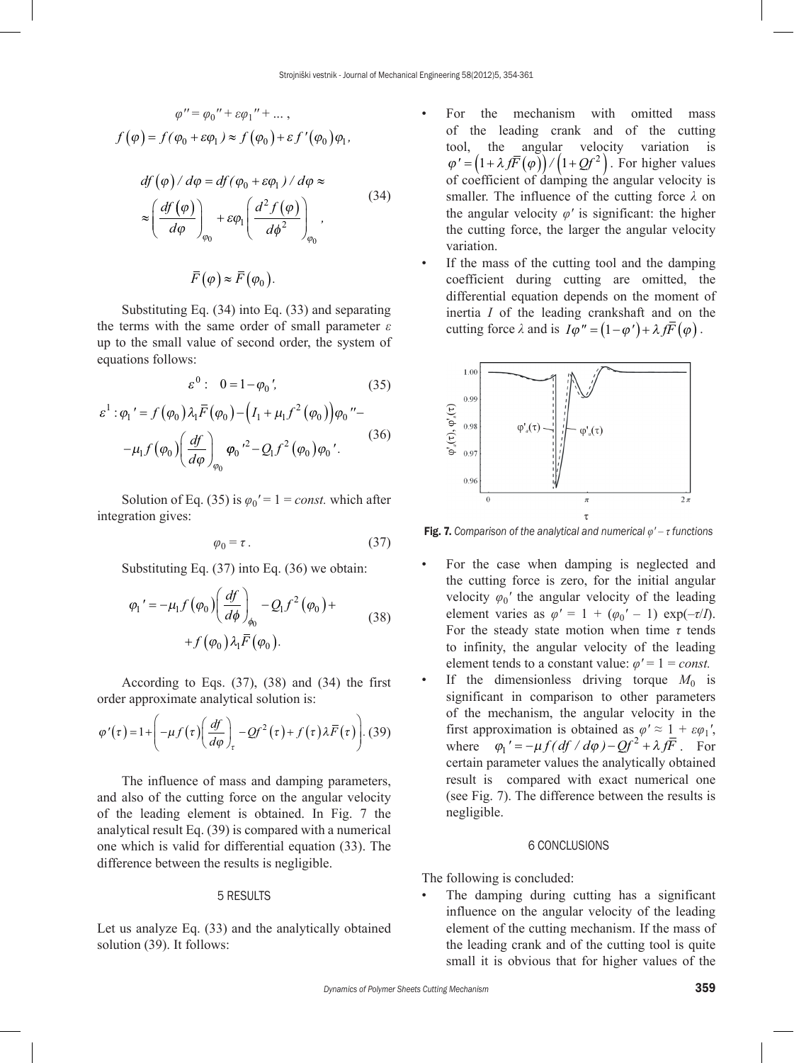$$\varphi'' = \varphi_0'' + \varepsilon\varphi_1'' + \dots,$$

$$f(\varphi) = f(\varphi_0 + \varepsilon\varphi_1) \approx f(\varphi_0) + \varepsilon f'(\varphi_0)\varphi_1,$$

$$df(\varphi)/d\varphi = df(\varphi_0 + \varepsilon\varphi_1)/d\varphi \approx \approx \left(\frac{df(\varphi)}{d\varphi}\right)_{\varphi_0} + \varepsilon\varphi_1\left(\frac{d^2 f(\varphi)}{d\phi^2}\right)_{\varphi_0}, \tag{34}$$

$$\bar{F}(\varphi) \approx \bar{F}(\varphi_0).$$

Substituting Eq. (34) into Eq. (33) and separating the terms with the same order of small parameter $\varepsilon$ up to the small value of second order, the system of equations follows:

$$\varepsilon^0: \quad 0 = 1 - \varphi_0', \tag{35}$$

$$\varepsilon^1: \varphi_1' = f(\varphi_0)\lambda_1\bar{F}(\varphi_0) - \left(I_1 + \mu_1 f^2(\varphi_0)\right)\varphi_0'' - -\mu_1 f(\varphi_0)\left(\frac{df}{d\varphi}\right)_{\varphi_0}\varphi_0'^2 - Q_1 f^2(\varphi_0)\varphi_0'. \tag{36}$$

Solution of Eq. (35) is $\varphi_0' = 1 = const.$ which after integration gives:

$$\varphi_0 = \tau. \tag{37}$$

Substituting Eq. (37) into Eq. (36) we obtain:

$$\varphi_1' = -\mu_1 f(\varphi_0)\left(\frac{df}{d\phi}\right)_{\phi_0} - Q_1 f^2(\varphi_0) + + f(\varphi_0)\lambda_1\bar{F}(\varphi_0). \tag{38}$$

According to Eqs. (37), (38) and (34) the first order approximate analytical solution is:

$$\varphi'(\tau) = 1 + \left(-\mu f(\tau)\left(\frac{df}{d\varphi}\right)_\tau - Qf^2(\tau) + f(\tau)\lambda\bar{F}(\tau)\right). \tag{39}$$

The influence of mass and damping parameters, and also of the cutting force on the angular velocity of the leading element is obtained. In Fig. 7 the analytical result Eq. (39) is compared with a numerical one which is valid for differential equation (33). The difference between the results is negligible.

## 5 RESULTS

Let us analyze Eq. (33) and the analytically obtained solution (39). It follows:

- For the mechanism with omitted mass of the leading crank and of the cutting tool, the angular velocity variation is $\varphi' = \left(1 + \lambda f\bar{F}(\varphi)\right)/\left(1 + Qf^2\right)$. For higher values of coefficient of damping the angular velocity is smaller. The influence of the cutting force $\lambda$ on the angular velocity $\varphi'$ is significant: the higher the cutting force, the larger the angular velocity variation.
- If the mass of the cutting tool and the damping coefficient during cutting are omitted, the differential equation depends on the moment of inertia $I$ of the leading crankshaft and on the cutting force $\lambda$ and is $I\varphi'' = (1 - \varphi') + \lambda f\bar{F}(\varphi)$.

**Fig. 7.** *Comparison of the analytical and numerical $\varphi' - \tau$ functions*

- For the case when damping is neglected and the cutting force is zero, for the initial angular velocity $\varphi_0'$ the angular velocity of the leading element varies as $\varphi' = 1 + (\varphi_0' - 1)\exp(-\tau/I)$. For the steady state motion when time $\tau$ tends to infinity, the angular velocity of the leading element tends to a constant value: $\varphi' = 1 = const.$
- If the dimensionless driving torque $M_0$ is significant in comparison to other parameters of the mechanism, the angular velocity in the first approximation is obtained as $\varphi' \approx 1 + \varepsilon\varphi_1'$, where $\varphi_1' = -\mu f(df/d\varphi) - Qf^2 + \lambda f\bar{F}$. For certain parameter values the analytically obtained result is compared with exact numerical one (see Fig. 7). The difference between the results is negligible.

## 6 CONCLUSIONS

The following is concluded:

- The damping during cutting has a significant influence on the angular velocity of the leading element of the cutting mechanism. If the mass of the leading crank and of the cutting tool is quite small it is obvious that for higher values of the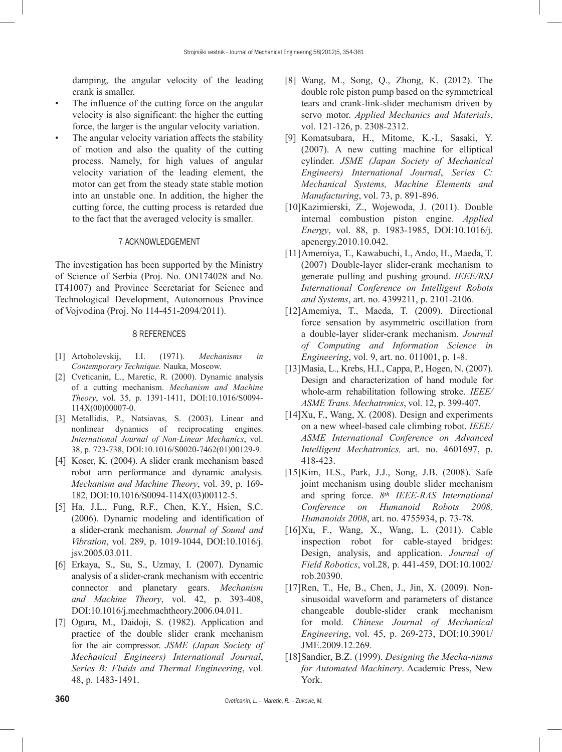damping, the angular velocity of the leading crank is smaller.

- The influence of the cutting force on the angular velocity is also significant: the higher the cutting force, the larger is the angular velocity variation.
- The angular velocity variation affects the stability of motion and also the quality of the cutting process. Namely, for high values of angular velocity variation of the leading element, the motor can get from the steady state stable motion into an unstable one. In addition, the higher the cutting force, the cutting process is retarded due to the fact that the averaged velocity is smaller.

## 7 ACKNOWLEDGEMENT

The investigation has been supported by the Ministry of Science of Serbia (Proj. No. ON174028 and No. IT41007) and Province Secretariat for Science and Technological Development, Autonomous Province of Vojvodina (Proj. No 114-451-2094/2011).

## 8 REFERENCES

[1] Artobolevskij, I.I. (1971). *Mechanisms in Contemporary Technique.* Nauka, Moscow.

[2] Cveticanin, L., Maretic, R. (2000). Dynamic analysis of a cutting mechanism. *Mechanism and Machine Theory*, vol. 35, p. 1391-1411, DOI:10.1016/S0094-114X(00)00007-0.

[3] Metallidis, P., Natsiavas, S. (2003). Linear and nonlinear dynamics of reciprocating engines. *International Journal of Non-Linear Mechanics*, vol. 38, p. 723-738, DOI:10.1016/S0020-7462(01)00129-9.

[4] Koser, K. (2004). A slider crank mechanism based robot arm performance and dynamic analysis. *Mechanism and Machine Theory*, vol. 39, p. 169-182, DOI:10.1016/S0094-114X(03)00112-5.

[5] Ha, J.L., Fung, R.F., Chen, K.Y., Hsien, S.C. (2006). Dynamic modeling and identification of a slider-crank mechanism. *Journal of Sound and Vibration*, vol. 289, p. 1019-1044, DOI:10.1016/j.jsv.2005.03.011.

[6] Erkaya, S., Su, S., Uzmay, I. (2007). Dynamic analysis of a slider-crank mechanism with eccentric connector and planetary gears. *Mechanism and Machine Theory*, vol. 42, p. 393-408, DOI:10.1016/j.mechmachtheory.2006.04.011.

[7] Ogura, M., Daidoji, S. (1982). Application and practice of the double slider crank mechanism for the air compressor. *JSME (Japan Society of Mechanical Engineers) International Journal, Series B: Fluids and Thermal Engineering*, vol. 48, p. 1483-1491.

[8] Wang, M., Song, Q., Zhong, K. (2012). The double role piston pump based on the symmetrical tears and crank-link-slider mechanism driven by servo motor. *Applied Mechanics and Materials*, vol. 121-126, p. 2308-2312.

[9] Komatsubara, H., Mitome, K.-I., Sasaki, Y. (2007). A new cutting machine for elliptical cylinder. *JSME (Japan Society of Mechanical Engineers) International Journal, Series C: Mechanical Systems, Machine Elements and Manufacturing*, vol. 73, p. 891-896.

[10] Kazimierski, Z., Wojewoda, J. (2011). Double internal combustion piston engine. *Applied Energy*, vol. 88, p. 1983-1985, DOI:10.1016/j.apenergy.2010.10.042.

[11] Amemiya, T., Kawabuchi, I., Ando, H., Maeda, T. (2007) Double-layer slider-crank mechanism to generate pulling and pushing ground. *IEEE/RSJ International Conference on Intelligent Robots and Systems*, art. no. 4399211, p. 2101-2106.

[12] Amemiya, T., Maeda, T. (2009). Directional force sensation by asymmetric oscillation from a double-layer slider-crank mechanism. *Journal of Computing and Information Science in Engineering*, vol. 9, art. no. 011001, p. 1-8.

[13] Masia, L., Krebs, H.I., Cappa, P., Hogen, N. (2007). Design and characterization of hand module for whole-arm rehabilitation following stroke. *IEEE/ASME Trans. Mechatronics*, vol. 12, p. 399-407.

[14] Xu, F., Wang, X. (2008). Design and experiments on a new wheel-based cale climbing robot. *IEEE/ASME International Conference on Advanced Intelligent Mechatronics,* art. no. 4601697, p. 418-423.

[15] Kim, H.S., Park, J.J., Song, J.B. (2008). Safe joint mechanism using double slider mechanism and spring force. *8th IEEE-RAS International Conference on Humanoid Robots 2008, Humanoids 2008*, art. no. 4755934, p. 73-78.

[16] Xu, F., Wang, X., Wang, L. (2011). Cable inspection robot for cable-stayed bridges: Design, analysis, and application. *Journal of Field Robotics*, vol.28, p. 441-459, DOI:10.1002/rob.20390.

[17] Ren, T., He, B., Chen, J., Jin, X. (2009). Non-sinusoidal waveform and parameters of distance changeable double-slider crank mechanism for mold. *Chinese Journal of Mechanical Engineering*, vol. 45, p. 269-273, DOI:10.3901/JME.2009.12.269.

[18] Sandier, B.Z. (1999). *Designing the Mecha-nisms for Automated Machinery*. Academic Press, New York.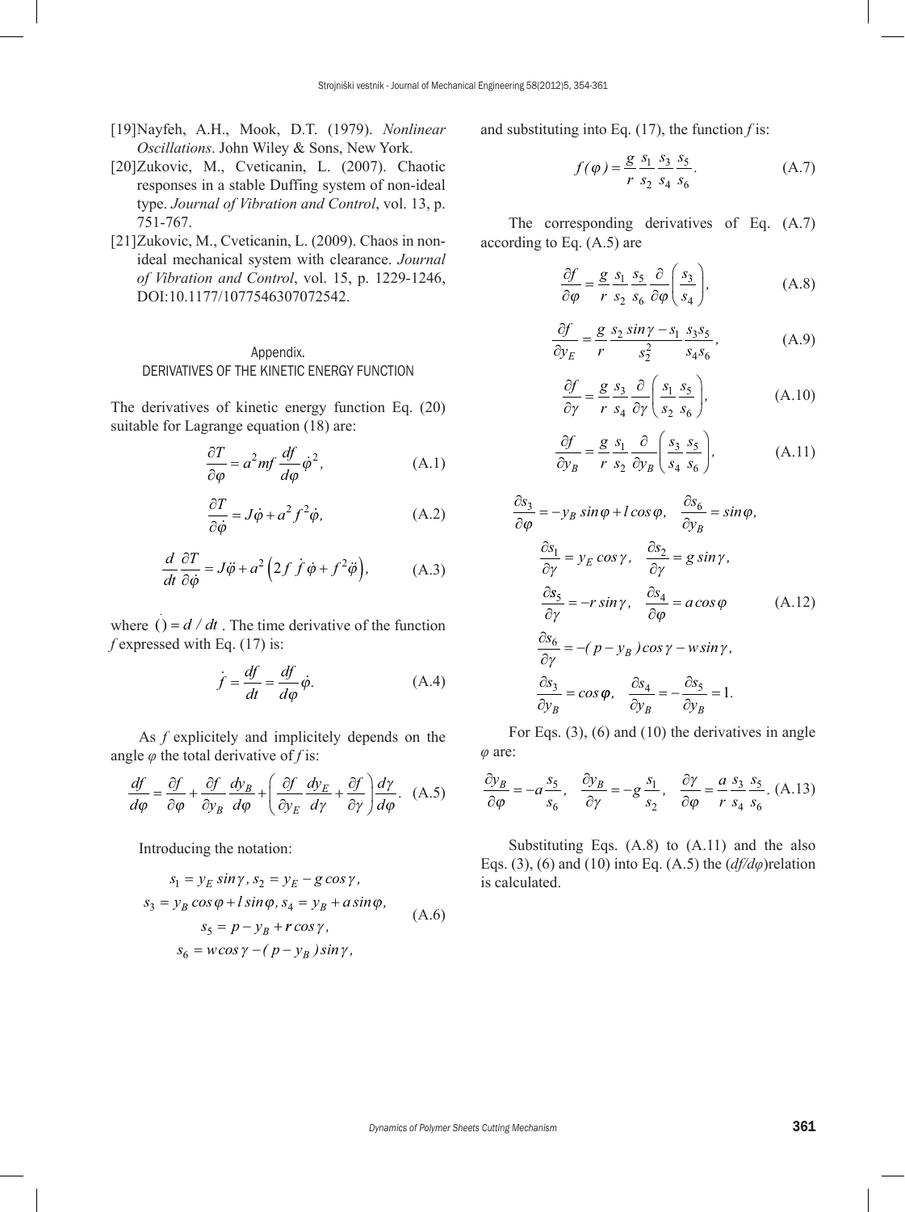[19] Nayfeh, A.H., Mook, D.T. (1979). *Nonlinear Oscillations*. John Wiley & Sons, New York.

[20] Zukovic, M., Cveticanin, L. (2007). Chaotic responses in a stable Duffing system of non-ideal type. *Journal of Vibration and Control*, vol. 13, p. 751-767.

[21] Zukovic, M., Cveticanin, L. (2009). Chaos in non-ideal mechanical system with clearance. *Journal of Vibration and Control*, vol. 15, p. 1229-1246, DOI:10.1177/1077546307072542.

## Appendix. DERIVATIVES OF THE KINETIC ENERGY FUNCTION

The derivatives of kinetic energy function Eq. (20) suitable for Lagrange equation (18) are:

$$\frac{\partial T}{\partial \varphi} = a^2 m f \frac{df}{d\varphi}\dot{\varphi}^2, \tag{A.1}$$

$$\frac{\partial T}{\partial \dot{\varphi}} = J\dot{\varphi} + a^2 f^2 \dot{\varphi}, \tag{A.2}$$

$$\frac{d}{dt}\frac{\partial T}{\partial \dot{\varphi}} = J\ddot{\varphi} + a^2\left(2f\dot{f}\dot{\varphi} + f^2\ddot{\varphi}\right), \tag{A.3}$$

where $\dot{()} = d/dt$. The time derivative of the function $f$ expressed with Eq. (17) is:

$$\dot{f} = \frac{df}{dt} = \frac{df}{d\varphi}\dot{\varphi}. \tag{A.4}$$

As $f$ explicitely and implicitely depends on the angle $\varphi$ the total derivative of $f$ is:

$$\frac{df}{d\varphi} = \frac{\partial f}{\partial \varphi} + \frac{\partial f}{\partial y_B}\frac{dy_B}{d\varphi} + \left(\frac{\partial f}{\partial y_E}\frac{dy_E}{d\gamma} + \frac{\partial f}{\partial \gamma}\right)\frac{d\gamma}{d\varphi}. \tag{A.5}$$

Introducing the notation:

$$\begin{gathered} s_1 = y_E \sin\gamma,\; s_2 = y_E - g\cos\gamma, \\ s_3 = y_B\cos\varphi + l\sin\varphi,\; s_4 = y_B + a\sin\varphi, \\ s_5 = p - y_B + r\cos\gamma, \\ s_6 = w\cos\gamma - (p - y_B)\sin\gamma, \end{gathered} \tag{A.6}$$

and substituting into Eq. (17), the function $f$ is:

$$f(\varphi) = \frac{g}{r}\frac{s_1}{s_2}\frac{s_3}{s_4}\frac{s_5}{s_6}. \tag{A.7}$$

The corresponding derivatives of Eq. (A.7) according to Eq. (A.5) are

$$\frac{\partial f}{\partial \varphi} = \frac{g}{r}\frac{s_1}{s_2}\frac{s_5}{s_6}\frac{\partial}{\partial \varphi}\left(\frac{s_3}{s_4}\right), \tag{A.8}$$

$$\frac{\partial f}{\partial y_E} = \frac{g}{r}\frac{s_2\sin\gamma - s_1}{s_2^2}\frac{s_3 s_5}{s_4 s_6}, \tag{A.9}$$

$$\frac{\partial f}{\partial \gamma} = \frac{g}{r}\frac{s_3}{s_4}\frac{\partial}{\partial \gamma}\left(\frac{s_1}{s_2}\frac{s_5}{s_6}\right), \tag{A.10}$$

$$\frac{\partial f}{\partial y_B} = \frac{g}{r}\frac{s_1}{s_2}\frac{\partial}{\partial y_B}\left(\frac{s_3}{s_4}\frac{s_5}{s_6}\right), \tag{A.11}$$

$$\begin{gathered} \frac{\partial s_3}{\partial \varphi} = -y_B\sin\varphi + l\cos\varphi, \quad \frac{\partial s_6}{\partial y_B} = \sin\varphi, \\ \frac{\partial s_1}{\partial \gamma} = y_E\cos\gamma, \quad \frac{\partial s_2}{\partial \gamma} = g\sin\gamma, \\ \frac{\partial s_5}{\partial \gamma} = -r\sin\gamma, \quad \frac{\partial s_4}{\partial \varphi} = a\cos\varphi \\ \frac{\partial s_6}{\partial \gamma} = -(p - y_B)\cos\gamma - w\sin\gamma, \\ \frac{\partial s_3}{\partial y_B} = \cos\varphi, \quad \frac{\partial s_4}{\partial y_B} = -\frac{\partial s_5}{\partial y_B} = 1. \end{gathered} \tag{A.12}$$

For Eqs. (3), (6) and (10) the derivatives in angle $\varphi$ are:

$$\frac{\partial y_B}{\partial \varphi} = -a\frac{s_5}{s_6}, \quad \frac{\partial y_B}{\partial \gamma} = -g\frac{s_1}{s_2}, \quad \frac{\partial \gamma}{\partial \varphi} = \frac{a}{r}\frac{s_3}{s_4}\frac{s_5}{s_6}. \tag{A.13}$$

Substituting Eqs. (A.8) to (A.11) and the also Eqs. (3), (6) and (10) into Eq. (A.5) the ($df/d\varphi$)relation is calculated.